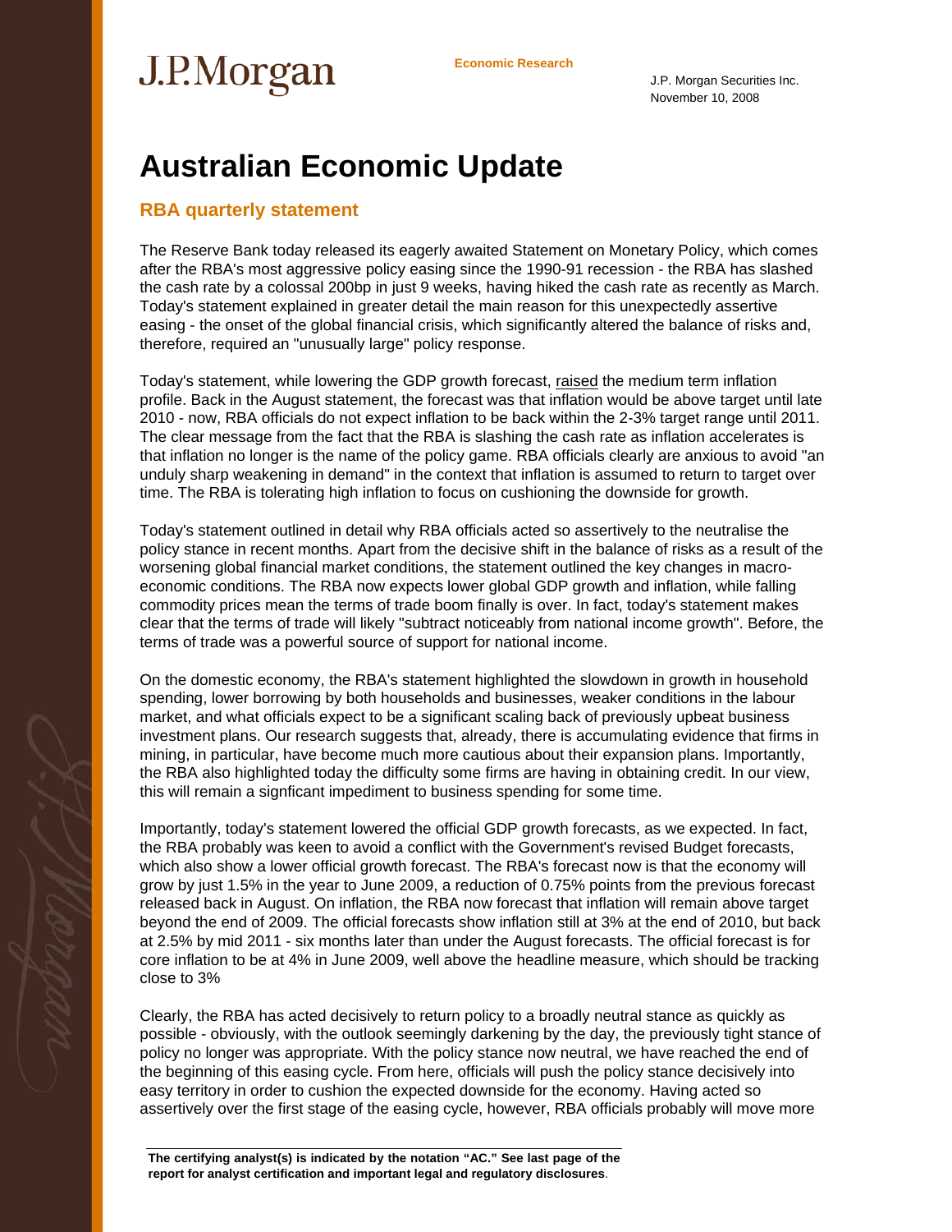J.P.Morgan

Economic Research

J.P. Morgan Securities Inc.
November 10, 2008

# Australian Economic Update

## RBA quarterly statement

The Reserve Bank today released its eagerly awaited Statement on Monetary Policy, which comes after the RBA's most aggressive policy easing since the 1990-91 recession - the RBA has slashed the cash rate by a colossal 200bp in just 9 weeks, having hiked the cash rate as recently as March. Today's statement explained in greater detail the main reason for this unexpectedly assertive easing - the onset of the global financial crisis, which significantly altered the balance of risks and, therefore, required an "unusually large" policy response.

Today's statement, while lowering the GDP growth forecast, raised the medium term inflation profile. Back in the August statement, the forecast was that inflation would be above target until late 2010 - now, RBA officials do not expect inflation to be back within the 2-3% target range until 2011. The clear message from the fact that the RBA is slashing the cash rate as inflation accelerates is that inflation no longer is the name of the policy game. RBA officials clearly are anxious to avoid "an unduly sharp weakening in demand" in the context that inflation is assumed to return to target over time. The RBA is tolerating high inflation to focus on cushioning the downside for growth.

Today's statement outlined in detail why RBA officials acted so assertively to the neutralise the policy stance in recent months. Apart from the decisive shift in the balance of risks as a result of the worsening global financial market conditions, the statement outlined the key changes in macro-economic conditions. The RBA now expects lower global GDP growth and inflation, while falling commodity prices mean the terms of trade boom finally is over. In fact, today's statement makes clear that the terms of trade will likely "subtract noticeably from national income growth". Before, the terms of trade was a powerful source of support for national income.

On the domestic economy, the RBA's statement highlighted the slowdown in growth in household spending, lower borrowing by both households and businesses, weaker conditions in the labour market, and what officials expect to be a significant scaling back of previously upbeat business investment plans. Our research suggests that, already, there is accumulating evidence that firms in mining, in particular, have become much more cautious about their expansion plans. Importantly, the RBA also highlighted today the difficulty some firms are having in obtaining credit. In our view, this will remain a signficant impediment to business spending for some time.

Importantly, today's statement lowered the official GDP growth forecasts, as we expected. In fact, the RBA probably was keen to avoid a conflict with the Government's revised Budget forecasts, which also show a lower official growth forecast. The RBA's forecast now is that the economy will grow by just 1.5% in the year to June 2009, a reduction of 0.75% points from the previous forecast released back in August. On inflation, the RBA now forecast that inflation will remain above target beyond the end of 2009. The official forecasts show inflation still at 3% at the end of 2010, but back at 2.5% by mid 2011 - six months later than under the August forecasts. The official forecast is for core inflation to be at 4% in June 2009, well above the headline measure, which should be tracking close to 3%

Clearly, the RBA has acted decisively to return policy to a broadly neutral stance as quickly as possible - obviously, with the outlook seemingly darkening by the day, the previously tight stance of policy no longer was appropriate. With the policy stance now neutral, we have reached the end of the beginning of this easing cycle. From here, officials will push the policy stance decisively into easy territory in order to cushion the expected downside for the economy. Having acted so assertively over the first stage of the easing cycle, however, RBA officials probably will move more

**The certifying analyst(s) is indicated by the notation "AC." See last page of the report for analyst certification and important legal and regulatory disclosures**.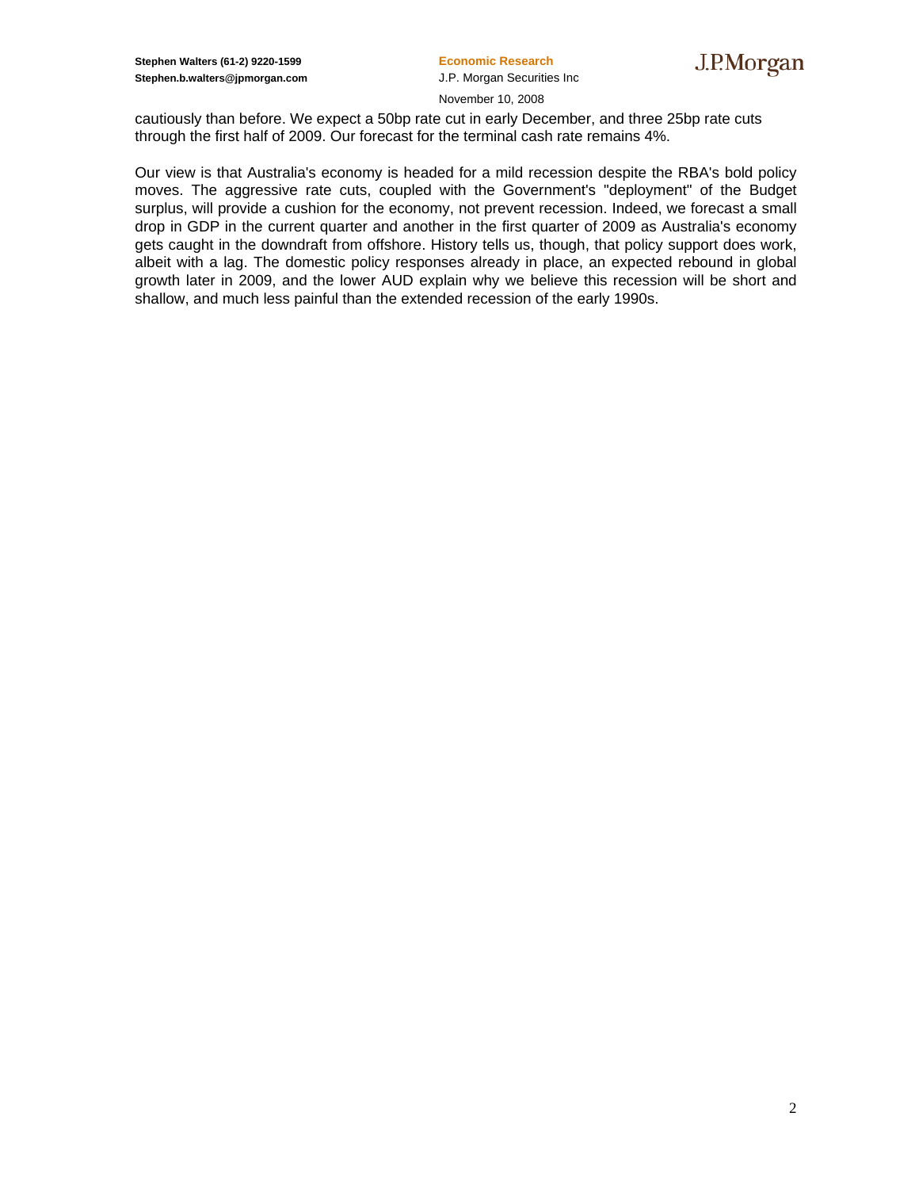cautiously than before. We expect a 50bp rate cut in early December, and three 25bp rate cuts through the first half of 2009. Our forecast for the terminal cash rate remains 4%.

Our view is that Australia's economy is headed for a mild recession despite the RBA's bold policy moves. The aggressive rate cuts, coupled with the Government's "deployment" of the Budget surplus, will provide a cushion for the economy, not prevent recession. Indeed, we forecast a small drop in GDP in the current quarter and another in the first quarter of 2009 as Australia's economy gets caught in the downdraft from offshore. History tells us, though, that policy support does work, albeit with a lag. The domestic policy responses already in place, an expected rebound in global growth later in 2009, and the lower AUD explain why we believe this recession will be short and shallow, and much less painful than the extended recession of the early 1990s.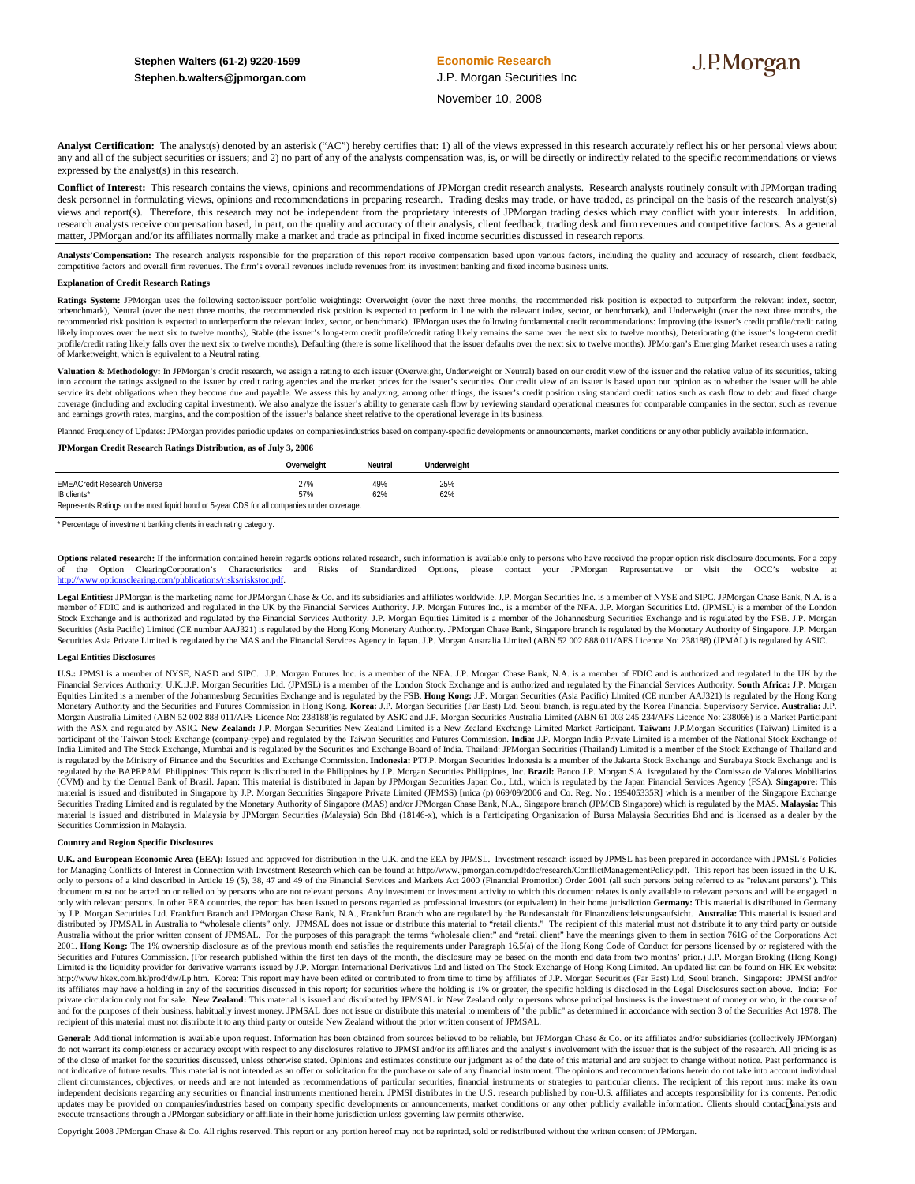Stephen Walters (61-2) 9220-1599
Stephen.b.walters@jpmorgan.com

**Economic Research**
J.P. Morgan Securities Inc
November 10, 2008

**Analyst Certification:** The analyst(s) denoted by an asterisk ("AC") hereby certifies that: 1) all of the views expressed in this research accurately reflect his or her personal views about any and all of the subject securities or issuers; and 2) no part of any of the analysts compensation was, is, or will be directly or indirectly related to the specific recommendations or views expressed by the analyst(s) in this research.

**Conflict of Interest:** This research contains the views, opinions and recommendations of JPMorgan credit research analysts. Research analysts routinely consult with JPMorgan trading desk personnel in formulating views, opinions and recommendations in preparing research. Trading desks may trade, or have traded, as principal on the basis of the research analyst(s) views and report(s). Therefore, this research may not be independent from the proprietary interests of JPMorgan trading desks which may conflict with your interests. In addition, research analysts receive compensation based, in part, on the quality and accuracy of their analysis, client feedback, trading desk and firm revenues and competitive factors. As a general matter, JPMorgan and/or its affiliates normally make a market and trade as principal in fixed income securities discussed in research reports.

**Analysts'Compensation:** The research analysts responsible for the preparation of this report receive compensation based upon various factors, including the quality and accuracy of research, client feedback, competitive factors and overall firm revenues. The firm's overall revenues include revenues from its investment banking and fixed income business units.

**Explanation of Credit Research Ratings**

**Ratings System:** JPMorgan uses the following sector/issuer portfolio weightings: Overweight (over the next three months, the recommended risk position is expected to outperform the relevant index, sector, orbenchmark), Neutral (over the next three months, the recommended risk position is expected to perform in line with the relevant index, sector, or benchmark), and Underweight (over the next three months, the recommended risk position is expected to underperform the relevant index, sector, or benchmark). JPMorgan uses the following fundamental credit recommendations: Improving (the issuer's credit profile/credit rating likely improves over the next six to twelve months), Stable (the issuer's long-term credit profile/credit rating likely remains the same over the next six to twelve months), Deteriorating (the issuer's long-term credit profile/credit rating likely falls over the next six to twelve months), Defaulting (there is some likelihood that the issuer defaults over the next six to twelve months). JPMorgan's Emerging Market research uses a rating of Marketweight, which is equivalent to a Neutral rating.

**Valuation & Methodology:** In JPMorgan's credit research, we assign a rating to each issuer (Overweight, Underweight or Neutral) based on our credit view of the issuer and the relative value of its securities, taking into account the ratings assigned to the issuer by credit rating agencies and the market prices for the issuer's securities. Our credit view of an issuer is based upon our opinion as to whether the issuer will be able service its debt obligations when they become due and payable. We assess this by analyzing, among other things, the issuer's credit position using standard credit ratios such as cash flow to debt and fixed charge coverage (including and excluding capital investment). We also analyze the issuer's ability to generate cash flow by reviewing standard operational measures for comparable companies in the sector, such as revenue and earnings growth rates, margins, and the composition of the issuer's balance sheet relative to the operational leverage in its business.

Planned Frequency of Updates: JPMorgan provides periodic updates on companies/industries based on company-specific developments or announcements, market conditions or any other publicly available information.

**JPMorgan Credit Research Ratings Distribution, as of July 3, 2006**

| | Overweight | Neutral | Underweight |
|---|---|---|---|
| EMEACredit Research Universe | 27% | 49% | 25% |
| IB clients* | 57% | 62% | 62% |

Represents Ratings on the most liquid bond or 5-year CDS for all companies under coverage.

\* Percentage of investment banking clients in each rating category.

**Options related research:** If the information contained herein regards options related research, such information is available only to persons who have received the proper option risk disclosure documents. For a copy of the Option ClearingCorporation's Characteristics and Risks of Standardized Options, please contact your JPMorgan Representative or visit the OCC's website at http://www.optionsclearing.com/publications/risks/riskstoc.pdf.

**Legal Entities:** JPMorgan is the marketing name for JPMorgan Chase & Co. and its subsidiaries and affiliates worldwide. J.P. Morgan Securities Inc. is a member of NYSE and SIPC. JPMorgan Chase Bank, N.A. is a member of FDIC and is authorized and regulated in the UK by the Financial Services Authority. J.P. Morgan Futures Inc., is a member of the NFA. J.P. Morgan Securities Ltd. (JPMSL) is a member of the London Stock Exchange and is authorized and regulated by the Financial Services Authority. J.P. Morgan Equities Limited is a member of the Johannesburg Securities Exchange and is regulated by the FSB. J.P. Morgan Securities (Asia Pacific) Limited (CE number AAJ321) is regulated by the Hong Kong Monetary Authority. JPMorgan Chase Bank, Singapore branch is regulated by the Monetary Authority of Singapore. J.P. Morgan Securities Asia Private Limited is regulated by the MAS and the Financial Services Agency in Japan. J.P. Morgan Australia Limited (ABN 52 002 888 011/AFS Licence No: 238188) (JPMAL) is regulated by ASIC.

**Legal Entities Disclosures**

**U.S.:** JPMSI is a member of NYSE, NASD and SIPC. J.P. Morgan Futures Inc. is a member of the NFA. J.P. Morgan Chase Bank, N.A. is a member of FDIC and is authorized and regulated in the UK by the Financial Services Authority. U.K.:J.P. Morgan Securities Ltd. (JPMSL) is a member of the London Stock Exchange and is authorized and regulated by the Financial Services Authority. **South Africa:** J.P. Morgan Equities Limited is a member of the Johannesburg Securities Exchange and is regulated by the FSB. **Hong Kong:** J.P. Morgan Securities (Asia Pacific) Limited (CE number AAJ321) is regulated by the Hong Kong Monetary Authority and the Securities and Futures Commission in Hong Kong. **Korea:** J.P. Morgan Securities (Far East) Ltd, Seoul branch, is regulated by the Korea Financial Supervisory Service. **Australia:** J.P. Morgan Australia Limited (ABN 52 002 888 011/AFS Licence No: 238188)is regulated by ASIC and J.P. Morgan Securities Australia Limited (ABN 61 003 245 234/AFS Licence No: 238066) is a Market Participant with the ASX and regulated by ASIC. **New Zealand:** J.P. Morgan Securities New Zealand Limited is a New Zealand Exchange Limited Market Participant. **Taiwan:** J.P.Morgan Securities (Taiwan) Limited is a participant of the Taiwan Stock Exchange (company-type) and regulated by the Taiwan Securities and Futures Commission. **India:** J.P. Morgan India Private Limited is a member of the National Stock Exchange of India Limited and The Stock Exchange, Mumbai and is regulated by the Securities and Exchange Board of India. Thailand: JPMorgan Securities (Thailand) Limited is a member of the Stock Exchange of Thailand and is regulated by the Ministry of Finance and the Securities and Exchange Commission. **Indonesia:** PT.J.P. Morgan Securities Indonesia is a member of the Jakarta Stock Exchange and Surabaya Stock Exchange and is regulated by the BAPEPAM. Philippines: This report is distributed in the Philippines by J.P. Morgan Securities Philippines, Inc. **Brazil:** Banco J.P. Morgan S.A. isregulated by the Comissao de Valores Mobiliarios (CVM) and by the Central Bank of Brazil. Japan: This material is distributed in Japan by JPMorgan Securities Japan Co., Ltd., which is regulated by the Japan Financial Services Agency (FSA). **Singapore:** This material is issued and distributed in Singapore by J.P. Morgan Securities Singapore Private Limited (JPMSS) [mica (p) 069/09/2006 and Co. Reg. No.: 199405335R] which is a member of the Singapore Exchange Securities Trading Limited and is regulated by the Monetary Authority of Singapore (MAS) and/or JPMorgan Chase Bank, N.A., Singapore branch (JPMCB Singapore) which is regulated by the MAS. **Malaysia:** This material is issued and distributed in Malaysia by JPMorgan Securities (Malaysia) Sdn Bhd (18146-x), which is a Participating Organization of Bursa Malaysia Securities Bhd and is licensed as a dealer by the Securities Commission in Malaysia.

**Country and Region Specific Disclosures**

**U.K. and European Economic Area (EEA):** Issued and approved for distribution in the U.K. and the EEA by JPMSL. Investment research issued by JPMSL has been prepared in accordance with JPMSL's Policies for Managing Conflicts of Interest in Connection with Investment Research which can be found at http://www.jpmorgan.com/pdfdoc/research/ConflictManagementPolicy.pdf. This report has been issued in the U.K. only to persons of a kind described in Article 19 (5), 38, 47 and 49 of the Financial Services and Markets Act 2000 (Financial Promotion) Order 2001 (all such persons being referred to as "relevant persons"). This document must not be acted on or relied on by persons who are not relevant persons. Any investment or investment activity to which this document relates is only available to relevant persons and will be engaged in only with relevant persons. In other EEA countries, the report has been issued to persons regarded as professional investors (or equivalent) in their home jurisdiction **Germany:** This material is distributed in Germany by J.P. Morgan Securities Ltd. Frankfurt Branch and JPMorgan Chase Bank, N.A., Frankfurt Branch who are regulated by the Bundesanstalt für Finanzdienstleistungsaufsicht. **Australia:** This material is issued and distributed by JPMSAL in Australia to "wholesale clients" only. JPMSAL does not issue or distribute this material to "retail clients." The recipient of this material must not distribute it to any third party or outside Australia without the prior written consent of JPMSAL. For the purposes of this paragraph the terms "wholesale client" and "retail client" have the meanings given to them in section 761G of the Corporations Act 2001. **Hong Kong:** The 1% ownership disclosure as of the previous month end satisfies the requirements under Paragraph 16.5(a) of the Hong Kong Code of Conduct for persons licensed by or registered with the Securities and Futures Commission. (For research published within the first ten days of the month, the disclosure may be based on the month end data from two months' prior.) J.P. Morgan Broking (Hong Kong) Limited is the liquidity provider for derivative warrants issued by J.P. Morgan International Derivatives Ltd and listed on The Stock Exchange of Hong Kong Limited. An updated list can be found on HK Ex website: http://www.hkex.com.hk/prod/dw/Lp.htm. Korea: This report may have been edited or contributed to from time to time by affiliates of J.P. Morgan Securities (Far East) Ltd, Seoul branch. Singapore: JPMSI and/or its affiliates may have a holding in any of the securities discussed in this report; for securities where the holding is 1% or greater, the specific holding is disclosed in the Legal Disclosures section above. India: For private circulation only not for sale. **New Zealand:** This material is issued and distributed by JPMSAL in New Zealand only to persons whose principal business is the investment of money or who, in the course of and for the purposes of their business, habitually invest money. JPMSAL does not issue or distribute this material to members of "the public" as determined in accordance with section 3 of the Securities Act 1978. The recipient of this material must not distribute it to any third party or outside New Zealand without the prior written consent of JPMSAL.

**General:** Additional information is available upon request. Information has been obtained from sources believed to be reliable, but JPMorgan Chase & Co. or its affiliates and/or subsidiaries (collectively JPMorgan) do not warrant its completeness or accuracy except with respect to any disclosures relative to JPMSI and/or its affiliates and the analyst's involvement with the issuer that is the subject of the research. All pricing is as of the close of market for the securities discussed, unless otherwise stated. Opinions and estimates constitute our judgment as of the date of this material and are subject to change without notice. Past performance is not indicative of future results. This material is not intended as an offer or solicitation for the purchase or sale of any financial instrument. The opinions and recommendations herein do not take into account individual client circumstances, objectives, or needs and are not intended as recommendations of particular securities, financial instruments or strategies to particular clients. The recipient of this report must make its own independent decisions regarding any securities or financial instruments mentioned herein. JPMSI distributes in the U.S. research published by non-U.S. affiliates and accepts responsibility for its contents. Periodic updates may be provided on companies/industries based on company specific developments or announcements, market conditions or any other publicly available information. Clients should contact analysts and execute transactions through a JPMorgan subsidiary or affiliate in their home jurisdiction unless governing law permits otherwise.

Copyright 2008 JPMorgan Chase & Co. All rights reserved. This report or any portion hereof may not be reprinted, sold or redistributed without the written consent of JPMorgan.